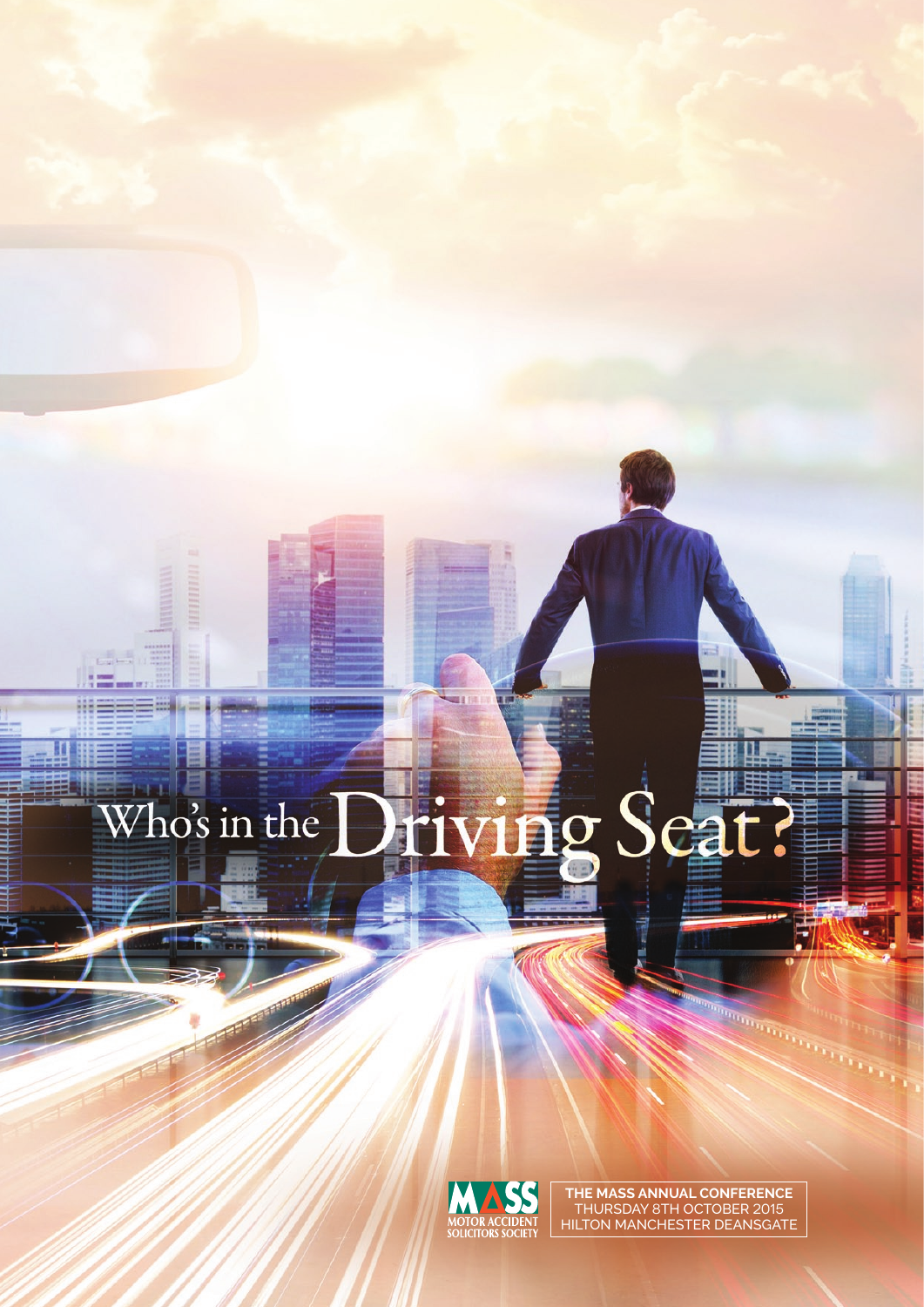# Who's in the Driving Seat?

MASS
MOTOR ACCIDENT SOLICITORS SOCIETY

**THE MASS ANNUAL CONFERENCE**
THURSDAY 8TH OCTOBER 2015
HILTON MANCHESTER DEANSGATE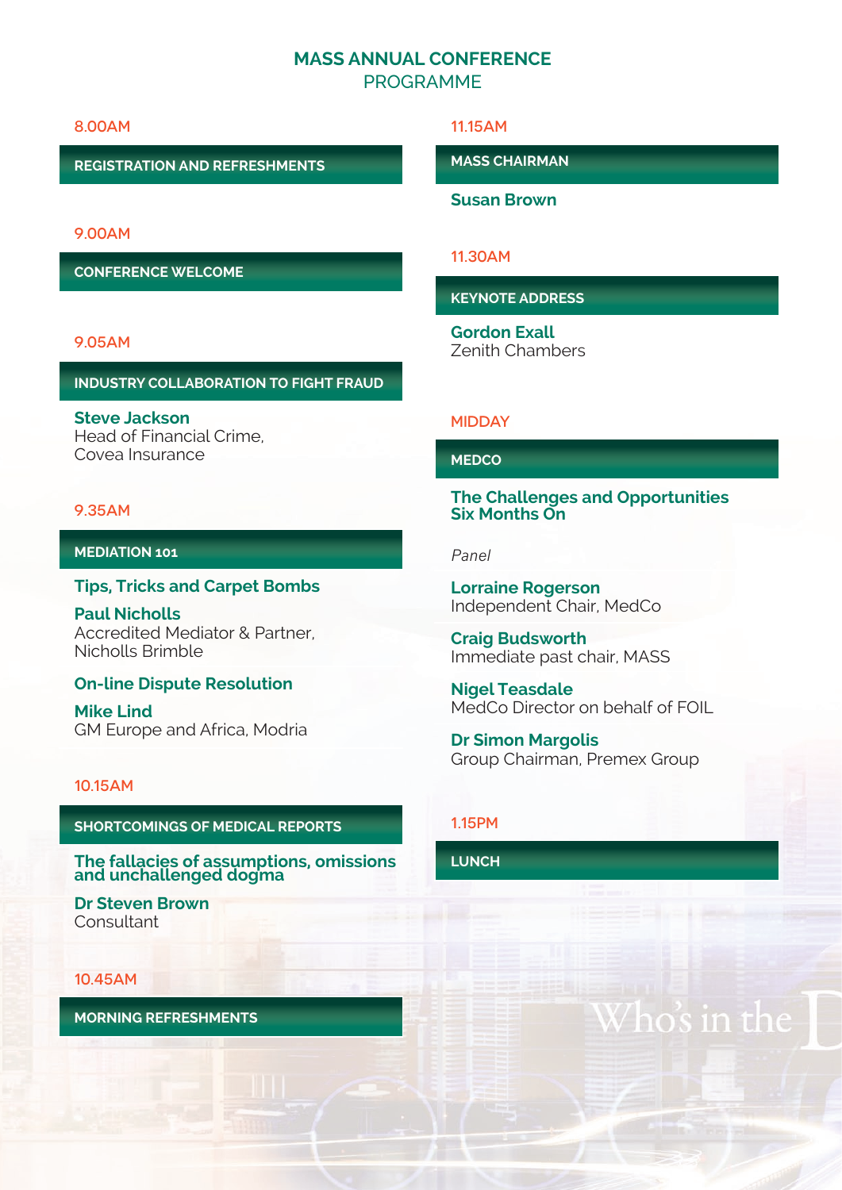# MASS ANNUAL CONFERENCE

## PROGRAMME

**8.00AM**

### REGISTRATION AND REFRESHMENTS

**9.00AM**

### CONFERENCE WELCOME

**9.05AM**

### INDUSTRY COLLABORATION TO FIGHT FRAUD

**Steve Jackson**
Head of Financial Crime,
Covea Insurance

**9.35AM**

### MEDIATION 101

**Tips, Tricks and Carpet Bombs**

**Paul Nicholls**
Accredited Mediator & Partner,
Nicholls Brimble

**On-line Dispute Resolution**

**Mike Lind**
GM Europe and Africa, Modria

**10.15AM**

### SHORTCOMINGS OF MEDICAL REPORTS

**The fallacies of assumptions, omissions and unchallenged dogma**

**Dr Steven Brown**
Consultant

**10.45AM**

### MORNING REFRESHMENTS

**11.15AM**

### MASS CHAIRMAN

**Susan Brown**

**11.30AM**

### KEYNOTE ADDRESS

**Gordon Exall**
Zenith Chambers

**MIDDAY**

### MEDCO

**The Challenges and Opportunities Six Months On**

*Panel*

**Lorraine Rogerson**
Independent Chair, MedCo

**Craig Budsworth**
Immediate past chair, MASS

**Nigel Teasdale**
MedCo Director on behalf of FOIL

**Dr Simon Margolis**
Group Chairman, Premex Group

**1.15PM**

### LUNCH

Who's in the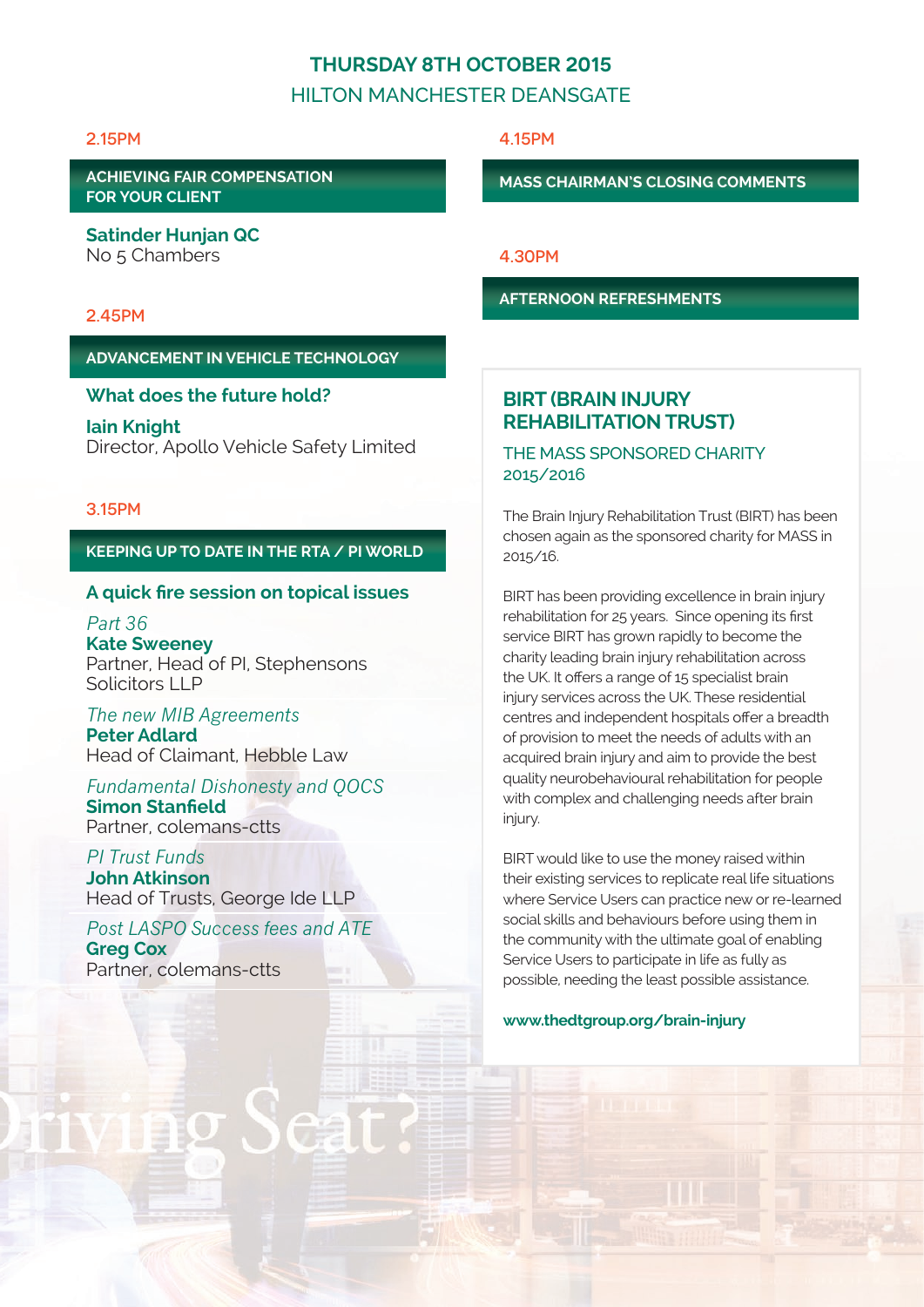**THURSDAY 8TH OCTOBER 2015**

HILTON MANCHESTER DEANSGATE

2.15PM

### ACHIEVING FAIR COMPENSATION FOR YOUR CLIENT

**Satinder Hunjan QC**
No 5 Chambers

2.45PM

### ADVANCEMENT IN VEHICLE TECHNOLOGY

**What does the future hold?**

**Iain Knight**
Director, Apollo Vehicle Safety Limited

3.15PM

### KEEPING UP TO DATE IN THE RTA / PI WORLD

**A quick fire session on topical issues**

*Part 36*
**Kate Sweeney**
Partner, Head of PI, Stephensons Solicitors LLP

*The new MIB Agreements*
**Peter Adlard**
Head of Claimant, Hebble Law

*Fundamental Dishonesty and QOCS*
**Simon Stanfield**
Partner, colemans-ctts

*PI Trust Funds*
**John Atkinson**
Head of Trusts, George Ide LLP

*Post LASPO Success fees and ATE*
**Greg Cox**
Partner, colemans-ctts

4.15PM

### MASS CHAIRMAN'S CLOSING COMMENTS

4.30PM

### AFTERNOON REFRESHMENTS

## BIRT (BRAIN INJURY REHABILITATION TRUST)

THE MASS SPONSORED CHARITY 2015/2016

The Brain Injury Rehabilitation Trust (BIRT) has been chosen again as the sponsored charity for MASS in 2015/16.

BIRT has been providing excellence in brain injury rehabilitation for 25 years. Since opening its first service BIRT has grown rapidly to become the charity leading brain injury rehabilitation across the UK. It offers a range of 15 specialist brain injury services across the UK. These residential centres and independent hospitals offer a breadth of provision to meet the needs of adults with an acquired brain injury and aim to provide the best quality neurobehavioural rehabilitation for people with complex and challenging needs after brain injury.

BIRT would like to use the money raised within their existing services to replicate real life situations where Service Users can practice new or re-learned social skills and behaviours before using them in the community with the ultimate goal of enabling Service Users to participate in life as fully as possible, needing the least possible assistance.

**www.thedtgroup.org/brain-injury**

Driving Seat?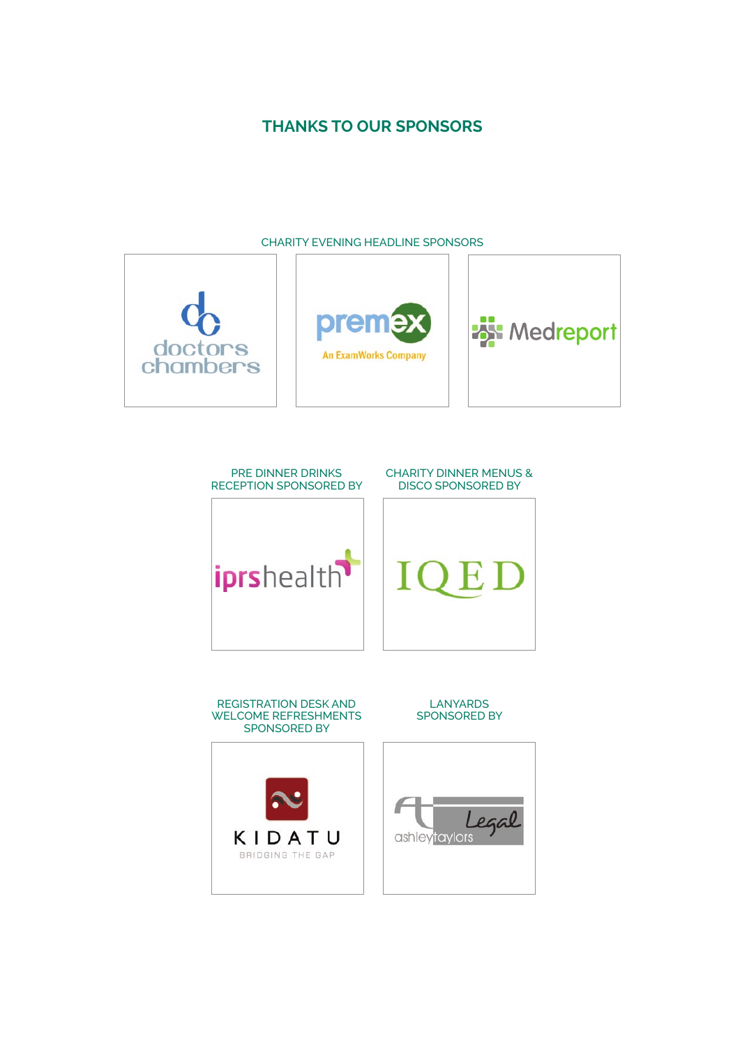## THANKS TO OUR SPONSORS

CHARITY EVENING HEADLINE SPONSORS

doctors chambers

premex
An ExamWorks Company

Medreport

PRE DINNER DRINKS RECEPTION SPONSORED BY

iprshealth

CHARITY DINNER MENUS & DISCO SPONSORED BY

IQED

REGISTRATION DESK AND WELCOME REFRESHMENTS SPONSORED BY

KIDATU
BRIDGING THE GAP

LANYARDS SPONSORED BY

ashleytaylors Legal